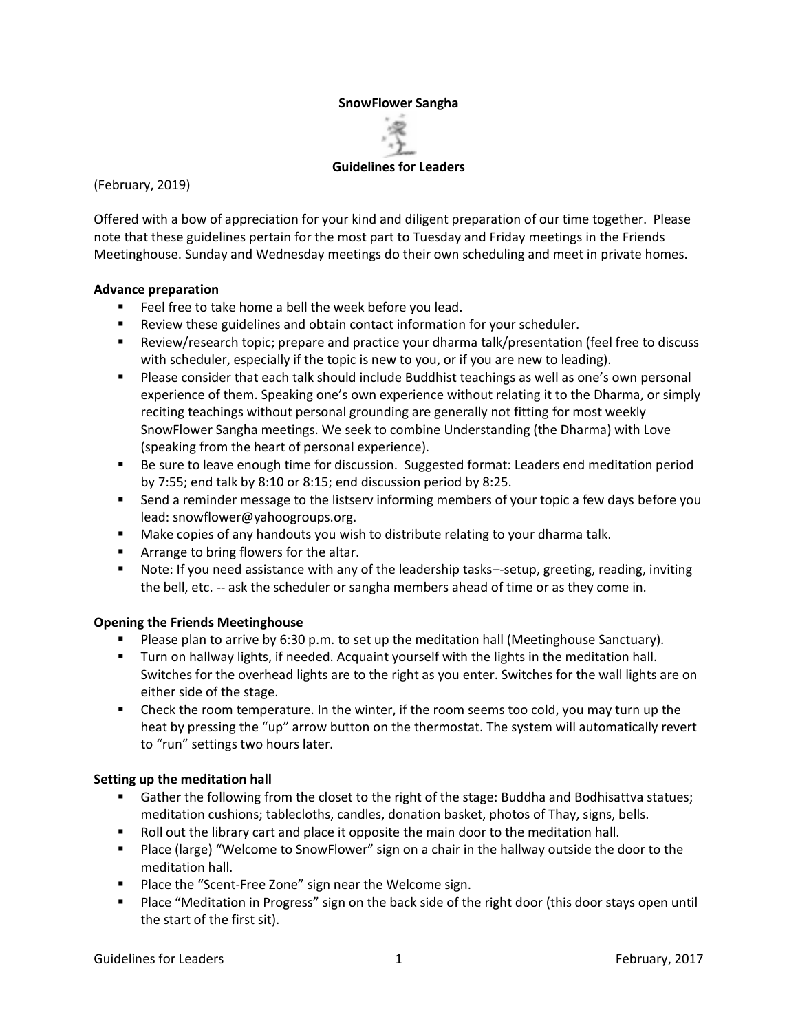**SnowFlower Sangha**

**Guidelines for Leaders**

(February, 2019)

Offered with a bow of appreciation for your kind and diligent preparation of our time together. Please note that these guidelines pertain for the most part to Tuesday and Friday meetings in the Friends Meetinghouse. Sunday and Wednesday meetings do their own scheduling and meet in private homes.

**Advance preparation**

- Feel free to take home a bell the week before you lead.
- Review these guidelines and obtain contact information for your scheduler.
- Review/research topic; prepare and practice your dharma talk/presentation (feel free to discuss with scheduler, especially if the topic is new to you, or if you are new to leading).
- Please consider that each talk should include Buddhist teachings as well as one's own personal experience of them. Speaking one's own experience without relating it to the Dharma, or simply reciting teachings without personal grounding are generally not fitting for most weekly SnowFlower Sangha meetings. We seek to combine Understanding (the Dharma) with Love (speaking from the heart of personal experience).
- Be sure to leave enough time for discussion. Suggested format: Leaders end meditation period by 7:55; end talk by 8:10 or 8:15; end discussion period by 8:25.
- Send a reminder message to the listserv informing members of your topic a few days before you lead: snowflower@yahoogroups.org.
- Make copies of any handouts you wish to distribute relating to your dharma talk.
- Arrange to bring flowers for the altar.
- Note: If you need assistance with any of the leadership tasks—-setup, greeting, reading, inviting the bell, etc. -- ask the scheduler or sangha members ahead of time or as they come in.

**Opening the Friends Meetinghouse**

- Please plan to arrive by 6:30 p.m. to set up the meditation hall (Meetinghouse Sanctuary).
- Turn on hallway lights, if needed. Acquaint yourself with the lights in the meditation hall. Switches for the overhead lights are to the right as you enter. Switches for the wall lights are on either side of the stage.
- Check the room temperature. In the winter, if the room seems too cold, you may turn up the heat by pressing the "up" arrow button on the thermostat. The system will automatically revert to "run" settings two hours later.

**Setting up the meditation hall**

- Gather the following from the closet to the right of the stage: Buddha and Bodhisattva statues; meditation cushions; tablecloths, candles, donation basket, photos of Thay, signs, bells.
- Roll out the library cart and place it opposite the main door to the meditation hall.
- Place (large) "Welcome to SnowFlower" sign on a chair in the hallway outside the door to the meditation hall.
- Place the "Scent-Free Zone" sign near the Welcome sign.
- Place "Meditation in Progress" sign on the back side of the right door (this door stays open until the start of the first sit).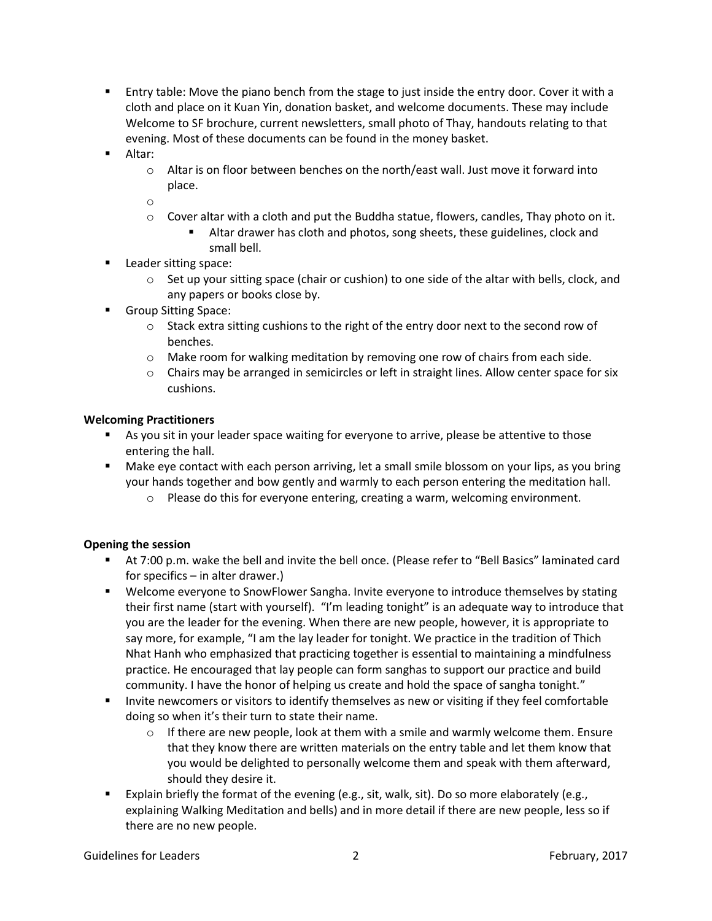- Entry table: Move the piano bench from the stage to just inside the entry door. Cover it with a cloth and place on it Kuan Yin, donation basket, and welcome documents. These may include Welcome to SF brochure, current newsletters, small photo of Thay, handouts relating to that evening. Most of these documents can be found in the money basket.
- Altar:
  - Altar is on floor between benches on the north/east wall. Just move it forward into place.
  - 
  - Cover altar with a cloth and put the Buddha statue, flowers, candles, Thay photo on it.
    - Altar drawer has cloth and photos, song sheets, these guidelines, clock and small bell.
- Leader sitting space:
  - Set up your sitting space (chair or cushion) to one side of the altar with bells, clock, and any papers or books close by.
- Group Sitting Space:
  - Stack extra sitting cushions to the right of the entry door next to the second row of benches.
  - Make room for walking meditation by removing one row of chairs from each side.
  - Chairs may be arranged in semicircles or left in straight lines. Allow center space for six cushions.

**Welcoming Practitioners**

- As you sit in your leader space waiting for everyone to arrive, please be attentive to those entering the hall.
- Make eye contact with each person arriving, let a small smile blossom on your lips, as you bring your hands together and bow gently and warmly to each person entering the meditation hall.
  - Please do this for everyone entering, creating a warm, welcoming environment.

**Opening the session**

- At 7:00 p.m. wake the bell and invite the bell once. (Please refer to "Bell Basics" laminated card for specifics – in alter drawer.)
- Welcome everyone to SnowFlower Sangha. Invite everyone to introduce themselves by stating their first name (start with yourself). "I'm leading tonight" is an adequate way to introduce that you are the leader for the evening. When there are new people, however, it is appropriate to say more, for example, "I am the lay leader for tonight. We practice in the tradition of Thich Nhat Hanh who emphasized that practicing together is essential to maintaining a mindfulness practice. He encouraged that lay people can form sanghas to support our practice and build community. I have the honor of helping us create and hold the space of sangha tonight."
- Invite newcomers or visitors to identify themselves as new or visiting if they feel comfortable doing so when it's their turn to state their name.
  - If there are new people, look at them with a smile and warmly welcome them. Ensure that they know there are written materials on the entry table and let them know that you would be delighted to personally welcome them and speak with them afterward, should they desire it.
- Explain briefly the format of the evening (e.g., sit, walk, sit). Do so more elaborately (e.g., explaining Walking Meditation and bells) and in more detail if there are new people, less so if there are no new people.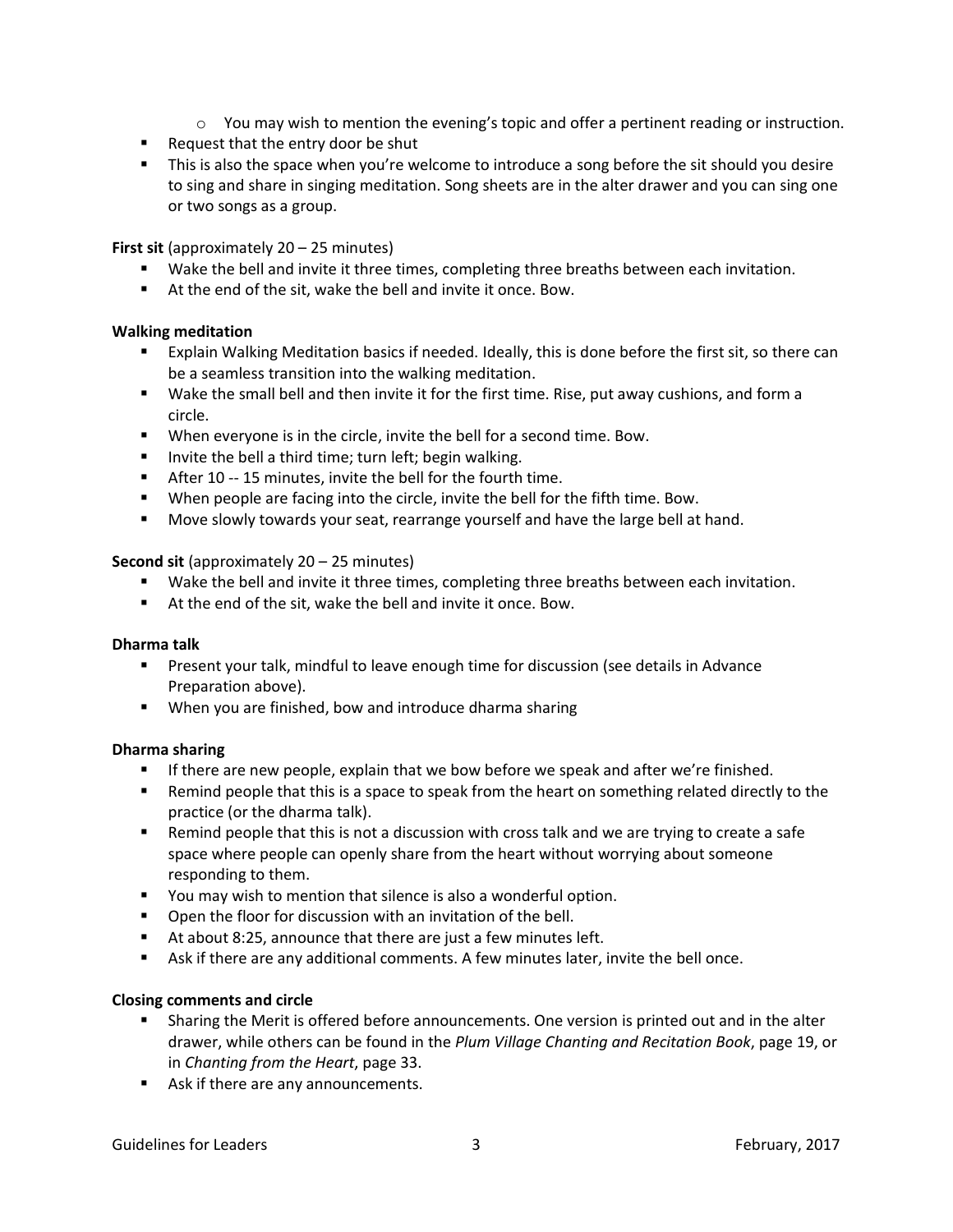- You may wish to mention the evening's topic and offer a pertinent reading or instruction.
- Request that the entry door be shut
- This is also the space when you're welcome to introduce a song before the sit should you desire to sing and share in singing meditation. Song sheets are in the alter drawer and you can sing one or two songs as a group.

**First sit** (approximately 20 – 25 minutes)

- Wake the bell and invite it three times, completing three breaths between each invitation.
- At the end of the sit, wake the bell and invite it once. Bow.

**Walking meditation**

- Explain Walking Meditation basics if needed. Ideally, this is done before the first sit, so there can be a seamless transition into the walking meditation.
- Wake the small bell and then invite it for the first time. Rise, put away cushions, and form a circle.
- When everyone is in the circle, invite the bell for a second time. Bow.
- Invite the bell a third time; turn left; begin walking.
- After 10 -- 15 minutes, invite the bell for the fourth time.
- When people are facing into the circle, invite the bell for the fifth time. Bow.
- Move slowly towards your seat, rearrange yourself and have the large bell at hand.

**Second sit** (approximately 20 – 25 minutes)

- Wake the bell and invite it three times, completing three breaths between each invitation.
- At the end of the sit, wake the bell and invite it once. Bow.

**Dharma talk**

- Present your talk, mindful to leave enough time for discussion (see details in Advance Preparation above).
- When you are finished, bow and introduce dharma sharing

**Dharma sharing**

- If there are new people, explain that we bow before we speak and after we're finished.
- Remind people that this is a space to speak from the heart on something related directly to the practice (or the dharma talk).
- Remind people that this is not a discussion with cross talk and we are trying to create a safe space where people can openly share from the heart without worrying about someone responding to them.
- You may wish to mention that silence is also a wonderful option.
- Open the floor for discussion with an invitation of the bell.
- At about 8:25, announce that there are just a few minutes left.
- Ask if there are any additional comments. A few minutes later, invite the bell once.

**Closing comments and circle**

- Sharing the Merit is offered before announcements. One version is printed out and in the alter drawer, while others can be found in the *Plum Village Chanting and Recitation Book*, page 19, or in *Chanting from the Heart*, page 33.
- Ask if there are any announcements.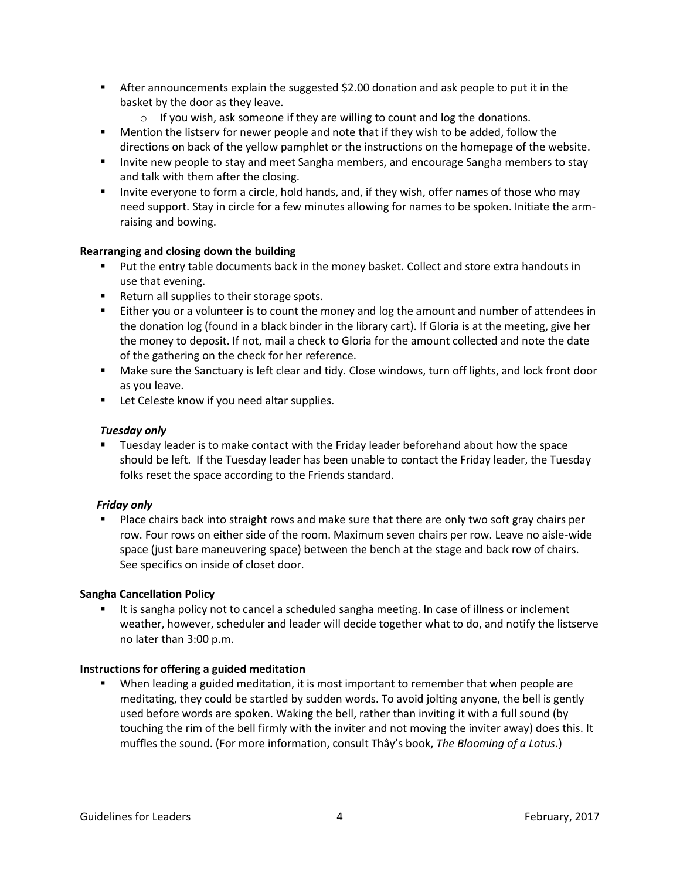- After announcements explain the suggested $2.00 donation and ask people to put it in the basket by the door as they leave.
    - If you wish, ask someone if they are willing to count and log the donations.
- Mention the listserv for newer people and note that if they wish to be added, follow the directions on back of the yellow pamphlet or the instructions on the homepage of the website.
- Invite new people to stay and meet Sangha members, and encourage Sangha members to stay and talk with them after the closing.
- Invite everyone to form a circle, hold hands, and, if they wish, offer names of those who may need support. Stay in circle for a few minutes allowing for names to be spoken. Initiate the arm-raising and bowing.

**Rearranging and closing down the building**

- Put the entry table documents back in the money basket. Collect and store extra handouts in use that evening.
- Return all supplies to their storage spots.
- Either you or a volunteer is to count the money and log the amount and number of attendees in the donation log (found in a black binder in the library cart). If Gloria is at the meeting, give her the money to deposit. If not, mail a check to Gloria for the amount collected and note the date of the gathering on the check for her reference.
- Make sure the Sanctuary is left clear and tidy. Close windows, turn off lights, and lock front door as you leave.
- Let Celeste know if you need altar supplies.

***Tuesday only***

- Tuesday leader is to make contact with the Friday leader beforehand about how the space should be left. If the Tuesday leader has been unable to contact the Friday leader, the Tuesday folks reset the space according to the Friends standard.

***Friday only***

- Place chairs back into straight rows and make sure that there are only two soft gray chairs per row. Four rows on either side of the room. Maximum seven chairs per row. Leave no aisle-wide space (just bare maneuvering space) between the bench at the stage and back row of chairs. See specifics on inside of closet door.

**Sangha Cancellation Policy**

- It is sangha policy not to cancel a scheduled sangha meeting. In case of illness or inclement weather, however, scheduler and leader will decide together what to do, and notify the listserve no later than 3:00 p.m.

**Instructions for offering a guided meditation**

- When leading a guided meditation, it is most important to remember that when people are meditating, they could be startled by sudden words. To avoid jolting anyone, the bell is gently used before words are spoken. Waking the bell, rather than inviting it with a full sound (by touching the rim of the bell firmly with the inviter and not moving the inviter away) does this. It muffles the sound. (For more information, consult Thây's book, *The Blooming of a Lotus*.)